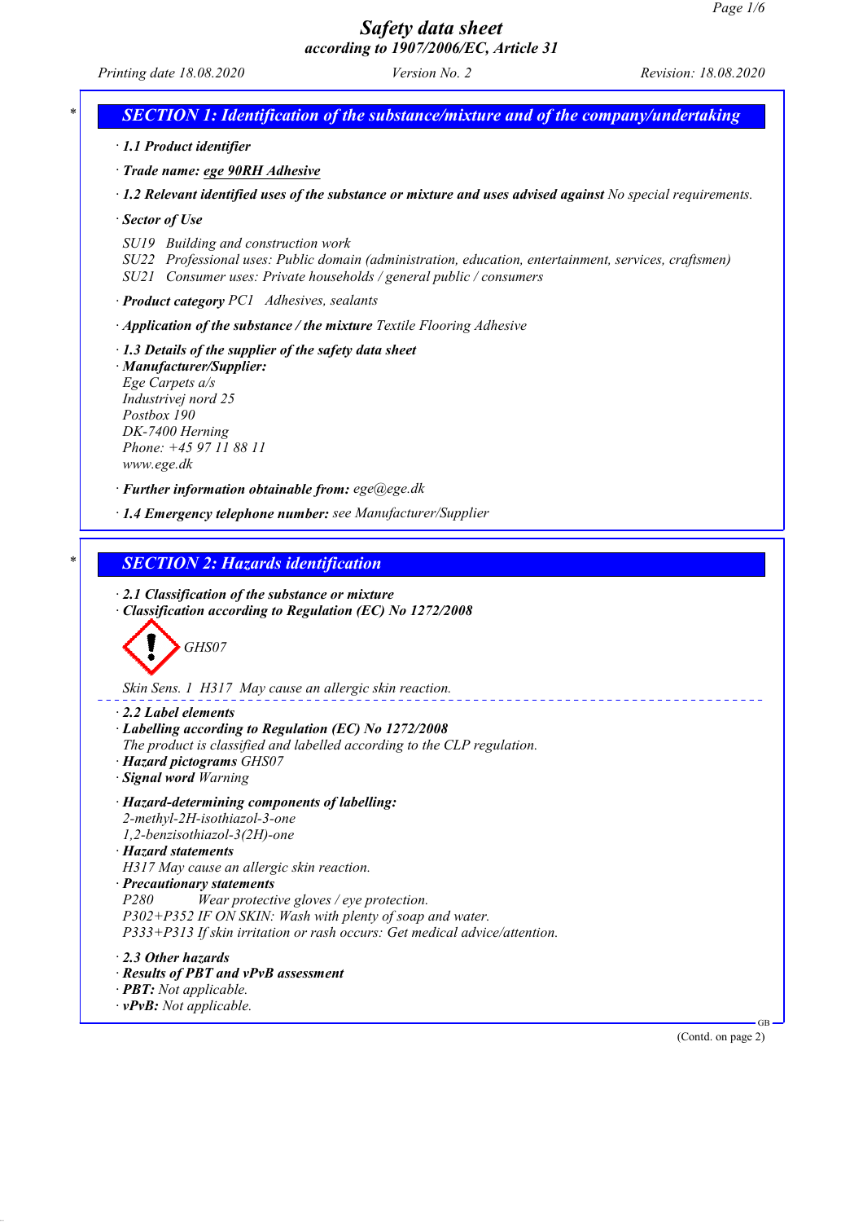# Safety data sheet
## according to 1907/2006/EC, Article 31

Printing date 18.08.2020 | Version No. 2 | Revision: 18.08.2020

## SECTION 1: Identification of the substance/mixture and of the company/undertaking

· **1.1 Product identifier**

· **Trade name: ege 90RH Adhesive**

· **1.2 Relevant identified uses of the substance or mixture and uses advised against** No special requirements.

· **Sector of Use**

SU19 Building and construction work
SU22 Professional uses: Public domain (administration, education, entertainment, services, craftsmen)
SU21 Consumer uses: Private households / general public / consumers

· **Product category** PC1 Adhesives, sealants

· **Application of the substance / the mixture** Textile Flooring Adhesive

· **1.3 Details of the supplier of the safety data sheet**
· **Manufacturer/Supplier:**
Ege Carpets a/s
Industrivej nord 25
Postbox 190
DK-7400 Herning
Phone: +45 97 11 88 11
www.ege.dk

· **Further information obtainable from:** ege@ege.dk

· **1.4 Emergency telephone number:** see Manufacturer/Supplier

## SECTION 2: Hazards identification

· **2.1 Classification of the substance or mixture**
· **Classification according to Regulation (EC) No 1272/2008**

GHS07

Skin Sens. 1 H317 May cause an allergic skin reaction.

· **2.2 Label elements**
· **Labelling according to Regulation (EC) No 1272/2008**
The product is classified and labelled according to the CLP regulation.
· **Hazard pictograms** GHS07
· **Signal word** Warning

· **Hazard-determining components of labelling:**
2-methyl-2H-isothiazol-3-one
1,2-benzisothiazol-3(2H)-one
· **Hazard statements**
H317 May cause an allergic skin reaction.
· **Precautionary statements**
P280 Wear protective gloves / eye protection.
P302+P352 IF ON SKIN: Wash with plenty of soap and water.
P333+P313 If skin irritation or rash occurs: Get medical advice/attention.

· **2.3 Other hazards**
· **Results of PBT and vPvB assessment**
· **PBT:** Not applicable.
· **vPvB:** Not applicable.

(Contd. on page 2)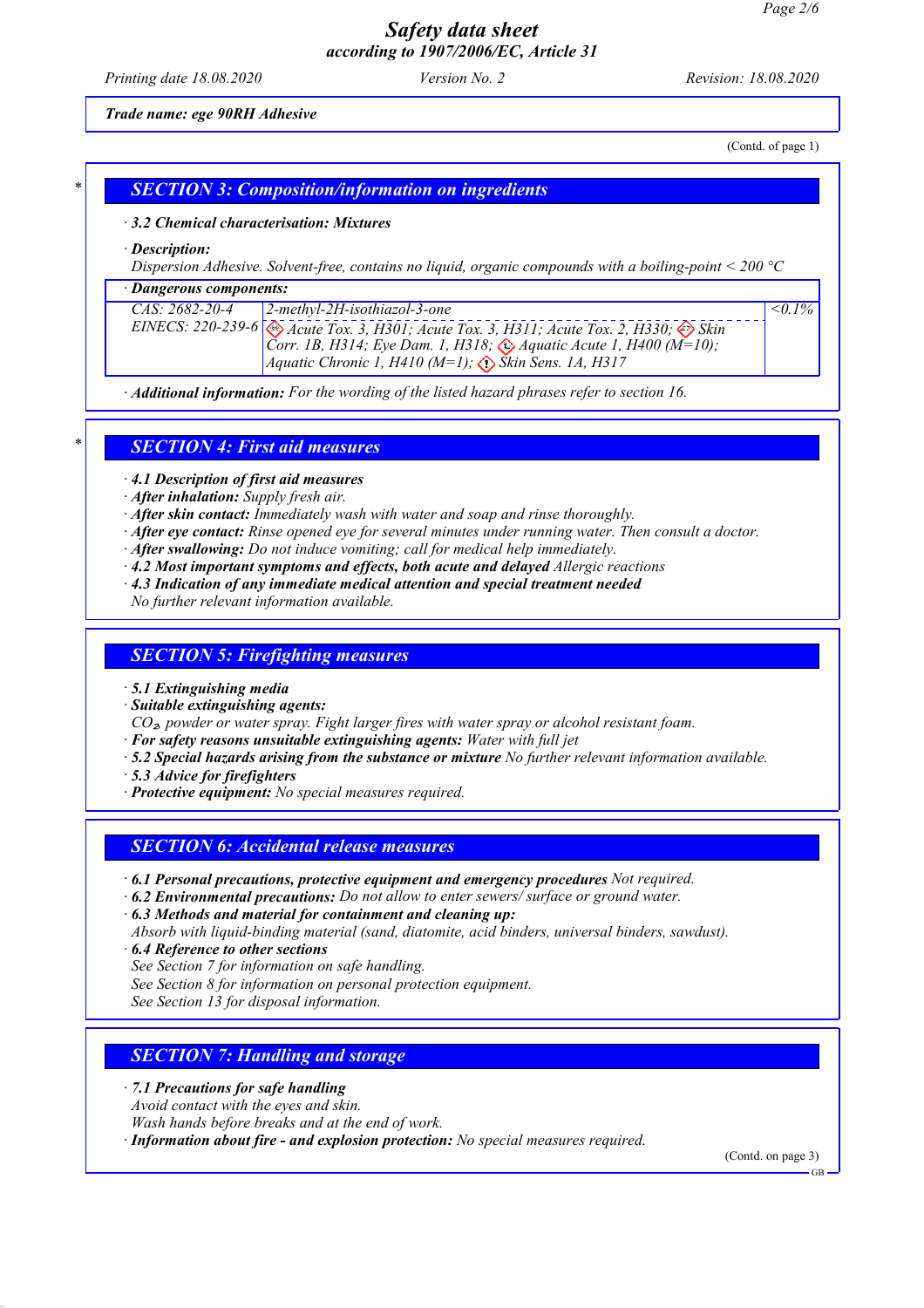**Trade name: ege 90RH Adhesive**

(Contd. of page 1)

## SECTION 3: Composition/information on ingredients

· **3.2 Chemical characterisation: Mixtures**

· **Description:**
Dispersion Adhesive. Solvent-free, contains no liquid, organic compounds with a boiling-point < 200 °C

· **Dangerous components:**

| CAS / EINECS | Component | Concentration |
|---|---|---|
| CAS: 2682-20-4<br>EINECS: 220-239-6 | 2-methyl-2H-isothiazol-3-one<br>Acute Tox. 3, H301; Acute Tox. 3, H311; Acute Tox. 2, H330; Skin Corr. 1B, H314; Eye Dam. 1, H318; Aquatic Acute 1, H400 (M=10); Aquatic Chronic 1, H410 (M=1); Skin Sens. 1A, H317 | <0.1% |

· **Additional information:** For the wording of the listed hazard phrases refer to section 16.

## SECTION 4: First aid measures

· **4.1 Description of first aid measures**
· **After inhalation:** Supply fresh air.
· **After skin contact:** Immediately wash with water and soap and rinse thoroughly.
· **After eye contact:** Rinse opened eye for several minutes under running water. Then consult a doctor.
· **After swallowing:** Do not induce vomiting; call for medical help immediately.
· **4.2 Most important symptoms and effects, both acute and delayed** Allergic reactions
· **4.3 Indication of any immediate medical attention and special treatment needed**
No further relevant information available.

## SECTION 5: Firefighting measures

· **5.1 Extinguishing media**
· **Suitable extinguishing agents:**
$CO_2$, powder or water spray. Fight larger fires with water spray or alcohol resistant foam.
· **For safety reasons unsuitable extinguishing agents:** Water with full jet
· **5.2 Special hazards arising from the substance or mixture** No further relevant information available.
· **5.3 Advice for firefighters**
· **Protective equipment:** No special measures required.

## SECTION 6: Accidental release measures

· **6.1 Personal precautions, protective equipment and emergency procedures** Not required.
· **6.2 Environmental precautions:** Do not allow to enter sewers/ surface or ground water.
· **6.3 Methods and material for containment and cleaning up:**
Absorb with liquid-binding material (sand, diatomite, acid binders, universal binders, sawdust).
· **6.4 Reference to other sections**
See Section 7 for information on safe handling.
See Section 8 for information on personal protection equipment.
See Section 13 for disposal information.

## SECTION 7: Handling and storage

· **7.1 Precautions for safe handling**
Avoid contact with the eyes and skin.
Wash hands before breaks and at the end of work.
· **Information about fire - and explosion protection:** No special measures required.

(Contd. on page 3)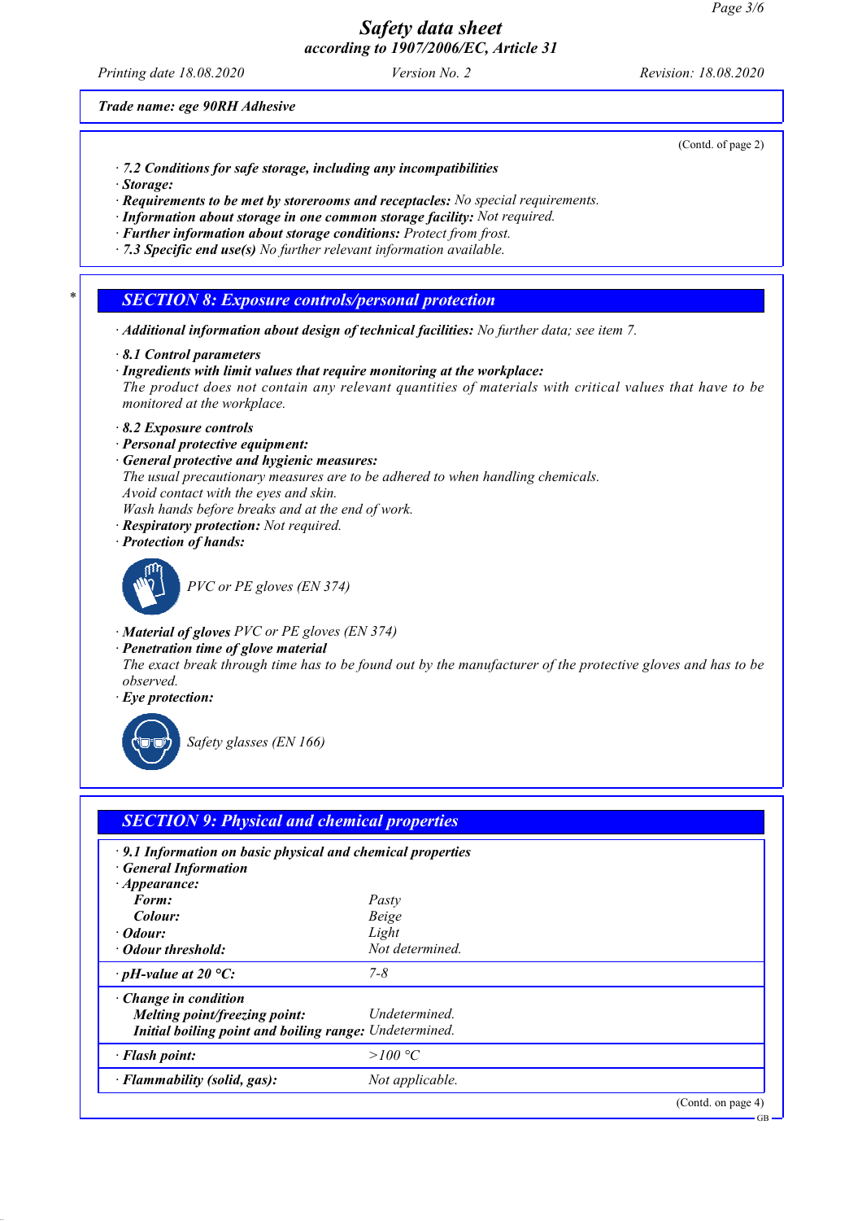Trade name: ege 90RH Adhesive

(Contd. of page 2)

· **7.2 Conditions for safe storage, including any incompatibilities**
· **Storage:**
· **Requirements to be met by storerooms and receptacles:** No special requirements.
· **Information about storage in one common storage facility:** Not required.
· **Further information about storage conditions:** Protect from frost.
· **7.3 Specific end use(s)** No further relevant information available.

## * SECTION 8: Exposure controls/personal protection

· **Additional information about design of technical facilities:** No further data; see item 7.

· **8.1 Control parameters**
· **Ingredients with limit values that require monitoring at the workplace:**
The product does not contain any relevant quantities of materials with critical values that have to be monitored at the workplace.

· **8.2 Exposure controls**
· **Personal protective equipment:**
· **General protective and hygienic measures:**
The usual precautionary measures are to be adhered to when handling chemicals.
Avoid contact with the eyes and skin.
Wash hands before breaks and at the end of work.
· **Respiratory protection:** Not required.
· **Protection of hands:**

PVC or PE gloves (EN 374)

· **Material of gloves** PVC or PE gloves (EN 374)
· **Penetration time of glove material**
The exact break through time has to be found out by the manufacturer of the protective gloves and has to be observed.
· **Eye protection:**

Safety glasses (EN 166)

## SECTION 9: Physical and chemical properties

· **9.1 Information on basic physical and chemical properties**
· **General Information**
· **Appearance:**

| | |
|---|---|
| **Form:** | Pasty |
| **Colour:** | Beige |
| · **Odour:** | Light |
| · **Odour threshold:** | Not determined. |
| · **pH-value at 20 °C:** | 7-8 |
| · **Change in condition** | |
| **Melting point/freezing point:** | Undetermined. |
| **Initial boiling point and boiling range:** | Undetermined. |
| · **Flash point:** | >100 °C |
| · **Flammability (solid, gas):** | Not applicable. |

(Contd. on page 4)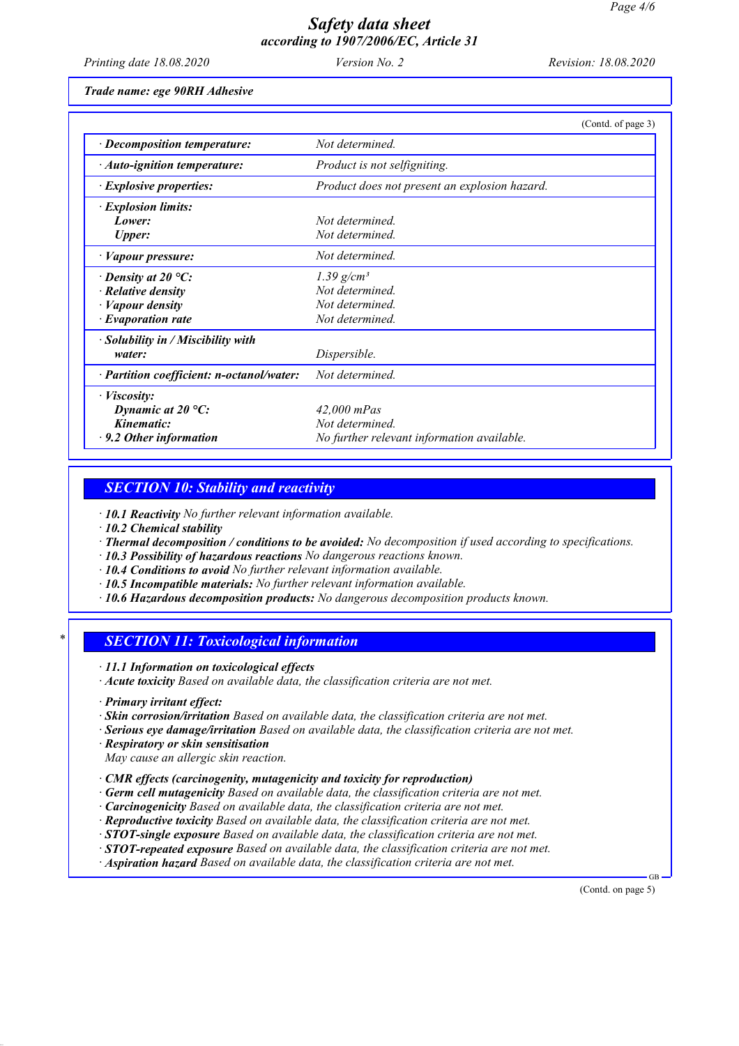Trade name: ege 90RH Adhesive

(Contd. of page 3)

| | |
|---|---|
| · **Decomposition temperature:** | Not determined. |
| · **Auto-ignition temperature:** | Product is not selfigniting. |
| · **Explosive properties:** | Product does not present an explosion hazard. |
| · **Explosion limits:** | |
| **Lower:** | Not determined. |
| **Upper:** | Not determined. |
| · **Vapour pressure:** | Not determined. |
| · **Density at 20 °C:** | 1.39 g/cm³ |
| · **Relative density** | Not determined. |
| · **Vapour density** | Not determined. |
| · **Evaporation rate** | Not determined. |
| · **Solubility in / Miscibility with water:** | Dispersible. |
| · **Partition coefficient: n-octanol/water:** | Not determined. |
| · **Viscosity:** | |
| **Dynamic at 20 °C:** | 42,000 mPas |
| **Kinematic:** | Not determined. |
| · **9.2 Other information** | No further relevant information available. |

## SECTION 10: Stability and reactivity

· **10.1 Reactivity** No further relevant information available.
· **10.2 Chemical stability**
· **Thermal decomposition / conditions to be avoided:** No decomposition if used according to specifications.
· **10.3 Possibility of hazardous reactions** No dangerous reactions known.
· **10.4 Conditions to avoid** No further relevant information available.
· **10.5 Incompatible materials:** No further relevant information available.
· **10.6 Hazardous decomposition products:** No dangerous decomposition products known.

## SECTION 11: Toxicological information

· **11.1 Information on toxicological effects**
· **Acute toxicity** Based on available data, the classification criteria are not met.

· **Primary irritant effect:**
· **Skin corrosion/irritation** Based on available data, the classification criteria are not met.
· **Serious eye damage/irritation** Based on available data, the classification criteria are not met.
· **Respiratory or skin sensitisation**
May cause an allergic skin reaction.

· **CMR effects (carcinogenity, mutagenicity and toxicity for reproduction)**
· **Germ cell mutagenicity** Based on available data, the classification criteria are not met.
· **Carcinogenicity** Based on available data, the classification criteria are not met.
· **Reproductive toxicity** Based on available data, the classification criteria are not met.
· **STOT-single exposure** Based on available data, the classification criteria are not met.
· **STOT-repeated exposure** Based on available data, the classification criteria are not met.
· **Aspiration hazard** Based on available data, the classification criteria are not met.

(Contd. on page 5)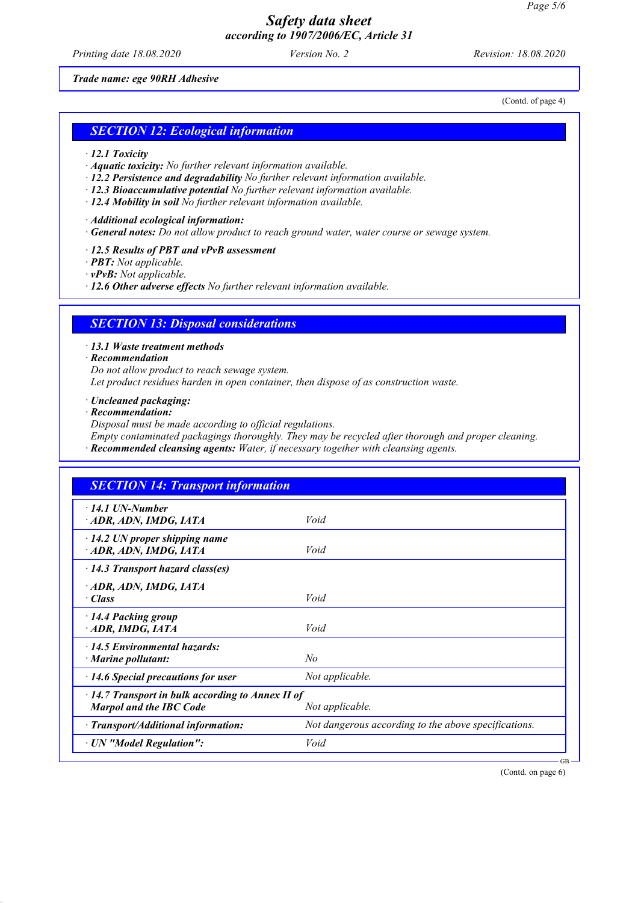*Trade name: ege 90RH Adhesive*

(Contd. of page 4)

## SECTION 12: Ecological information

· **12.1 Toxicity**
· **Aquatic toxicity:** No further relevant information available.
· **12.2 Persistence and degradability** No further relevant information available.
· **12.3 Bioaccumulative potential** No further relevant information available.
· **12.4 Mobility in soil** No further relevant information available.

· **Additional ecological information:**
· **General notes:** Do not allow product to reach ground water, water course or sewage system.

· **12.5 Results of PBT and vPvB assessment**
· **PBT:** Not applicable.
· **vPvB:** Not applicable.
· **12.6 Other adverse effects** No further relevant information available.

## SECTION 13: Disposal considerations

· **13.1 Waste treatment methods**
· **Recommendation**
Do not allow product to reach sewage system.
Let product residues harden in open container, then dispose of as construction waste.

· **Uncleaned packaging:**
· **Recommendation:**
Disposal must be made according to official regulations.
Empty contaminated packagings thoroughly. They may be recycled after thorough and proper cleaning.
· **Recommended cleansing agents:** Water, if necessary together with cleansing agents.

## SECTION 14: Transport information

| | |
|---|---|
| · **14.1 UN-Number**<br>· **ADR, ADN, IMDG, IATA** | Void |
| · **14.2 UN proper shipping name**<br>· **ADR, ADN, IMDG, IATA** | Void |
| · **14.3 Transport hazard class(es)** | |
| · **ADR, ADN, IMDG, IATA**<br>· **Class** | Void |
| · **14.4 Packing group**<br>· **ADR, IMDG, IATA** | Void |
| · **14.5 Environmental hazards:**<br>· **Marine pollutant:** | No |
| · **14.6 Special precautions for user** | Not applicable. |
| · **14.7 Transport in bulk according to Annex II of Marpol and the IBC Code** | Not applicable. |
| · **Transport/Additional information:** | Not dangerous according to the above specifications. |
| · **UN "Model Regulation":** | Void |

(Contd. on page 6)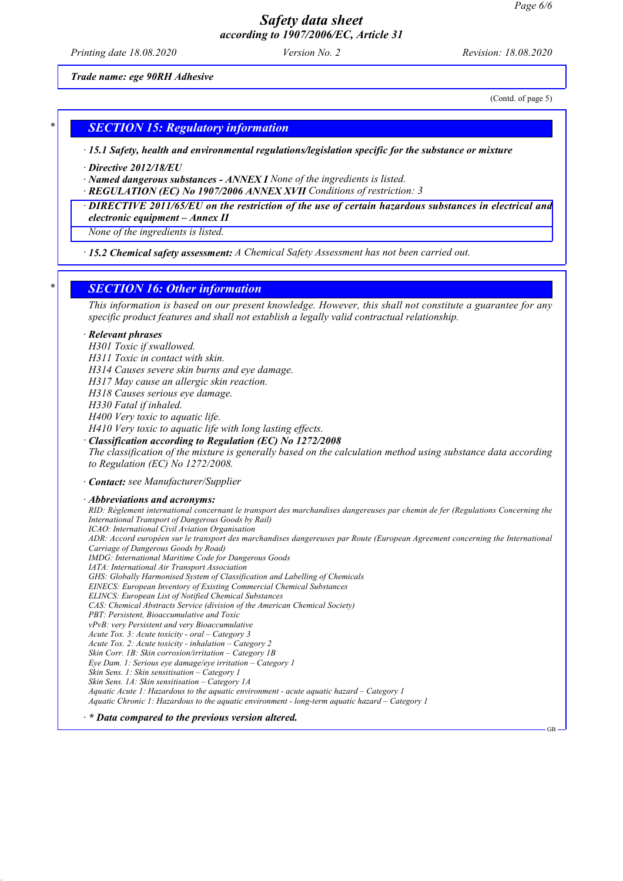Trade name: ege 90RH Adhesive

(Contd. of page 5)

## * SECTION 15: Regulatory information

· **15.1 Safety, health and environmental regulations/legislation specific for the substance or mixture**

· **Directive 2012/18/EU**
· **Named dangerous substances - ANNEX I** None of the ingredients is listed.
· **REGULATION (EC) No 1907/2006 ANNEX XVII** Conditions of restriction: 3
· **DIRECTIVE 2011/65/EU on the restriction of the use of certain hazardous substances in electrical and electronic equipment – Annex II**
None of the ingredients is listed.

· **15.2 Chemical safety assessment:** A Chemical Safety Assessment has not been carried out.

## * SECTION 16: Other information

This information is based on our present knowledge. However, this shall not constitute a guarantee for any specific product features and shall not establish a legally valid contractual relationship.

· **Relevant phrases**
H301 Toxic if swallowed.
H311 Toxic in contact with skin.
H314 Causes severe skin burns and eye damage.
H317 May cause an allergic skin reaction.
H318 Causes serious eye damage.
H330 Fatal if inhaled.
H400 Very toxic to aquatic life.
H410 Very toxic to aquatic life with long lasting effects.

· **Classification according to Regulation (EC) No 1272/2008**
The classification of the mixture is generally based on the calculation method using substance data according to Regulation (EC) No 1272/2008.

· **Contact:** see Manufacturer/Supplier

· **Abbreviations and acronyms:**
RID: Règlement international concernant le transport des marchandises dangereuses par chemin de fer (Regulations Concerning the International Transport of Dangerous Goods by Rail)
ICAO: International Civil Aviation Organisation
ADR: Accord européen sur le transport des marchandises dangereuses par Route (European Agreement concerning the International Carriage of Dangerous Goods by Road)
IMDG: International Maritime Code for Dangerous Goods
IATA: International Air Transport Association
GHS: Globally Harmonised System of Classification and Labelling of Chemicals
EINECS: European Inventory of Existing Commercial Chemical Substances
ELINCS: European List of Notified Chemical Substances
CAS: Chemical Abstracts Service (division of the American Chemical Society)
PBT: Persistent, Bioaccumulative and Toxic
vPvB: very Persistent and very Bioaccumulative
Acute Tox. 3: Acute toxicity - oral – Category 3
Acute Tox. 2: Acute toxicity - inhalation – Category 2
Skin Corr. 1B: Skin corrosion/irritation – Category 1B
Eye Dam. 1: Serious eye damage/eye irritation – Category 1
Skin Sens. 1: Skin sensitisation – Category 1
Skin Sens. 1A: Skin sensitisation – Category 1A
Aquatic Acute 1: Hazardous to the aquatic environment - acute aquatic hazard – Category 1
Aquatic Chronic 1: Hazardous to the aquatic environment - long-term aquatic hazard – Category 1

· **\* Data compared to the previous version altered.**